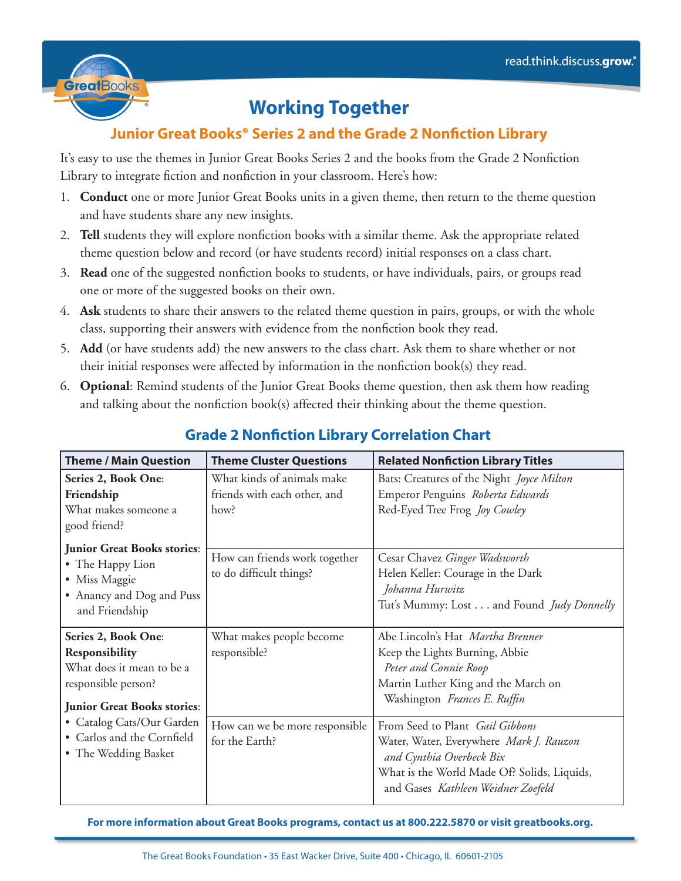# Working Together

## Junior Great Books® Series 2 and the Grade 2 Nonfiction Library

It's easy to use the themes in Junior Great Books Series 2 and the books from the Grade 2 Nonfiction Library to integrate fiction and nonfiction in your classroom. Here's how:

1. **Conduct** one or more Junior Great Books units in a given theme, then return to the theme question and have students share any new insights.
2. **Tell** students they will explore nonfiction books with a similar theme. Ask the appropriate related theme question below and record (or have students record) initial responses on a class chart.
3. **Read** one of the suggested nonfiction books to students, or have individuals, pairs, or groups read one or more of the suggested books on their own.
4. **Ask** students to share their answers to the related theme question in pairs, groups, or with the whole class, supporting their answers with evidence from the nonfiction book they read.
5. **Add** (or have students add) the new answers to the class chart. Ask them to share whether or not their initial responses were affected by information in the nonfiction book(s) they read.
6. **Optional**: Remind students of the Junior Great Books theme question, then ask them how reading and talking about the nonfiction book(s) affected their thinking about the theme question.

## Grade 2 Nonfiction Library Correlation Chart

| Theme / Main Question | Theme Cluster Questions | Related Nonfiction Library Titles |
|---|---|---|
| **Series 2, Book One: Friendship**<br>What makes someone a good friend?<br><br>**Junior Great Books stories:**<br>• The Happy Lion<br>• Miss Maggie<br>• Anancy and Dog and Puss and Friendship | What kinds of animals make friends with each other, and how? | Bats: Creatures of the Night *Joyce Milton*<br>Emperor Penguins *Roberta Edwards*<br>Red-Eyed Tree Frog *Joy Cowley* |
| | How can friends work together to do difficult things? | Cesar Chavez *Ginger Wadsworth*<br>Helen Keller: Courage in the Dark *Johanna Hurwitz*<br>Tut's Mummy: Lost . . . and Found *Judy Donnelly* |
| **Series 2, Book One: Responsibility**<br>What does it mean to be a responsible person?<br><br>**Junior Great Books stories:**<br>• Catalog Cats/Our Garden<br>• Carlos and the Cornfield<br>• The Wedding Basket | What makes people become responsible? | Abe Lincoln's Hat *Martha Brenner*<br>Keep the Lights Burning, Abbie *Peter and Connie Roop*<br>Martin Luther King and the March on Washington *Frances E. Ruffin* |
| | How can we be more responsible for the Earth? | From Seed to Plant *Gail Gibbons*<br>Water, Water, Everywhere *Mark J. Rauzon and Cynthia Overbeck Bix*<br>What is the World Made Of? Solids, Liquids, and Gases *Kathleen Weidner Zoefeld* |

**For more information about Great Books programs, contact us at 800.222.5870 or visit greatbooks.org.**

The Great Books Foundation • 35 East Wacker Drive, Suite 400 • Chicago, IL 60601-2105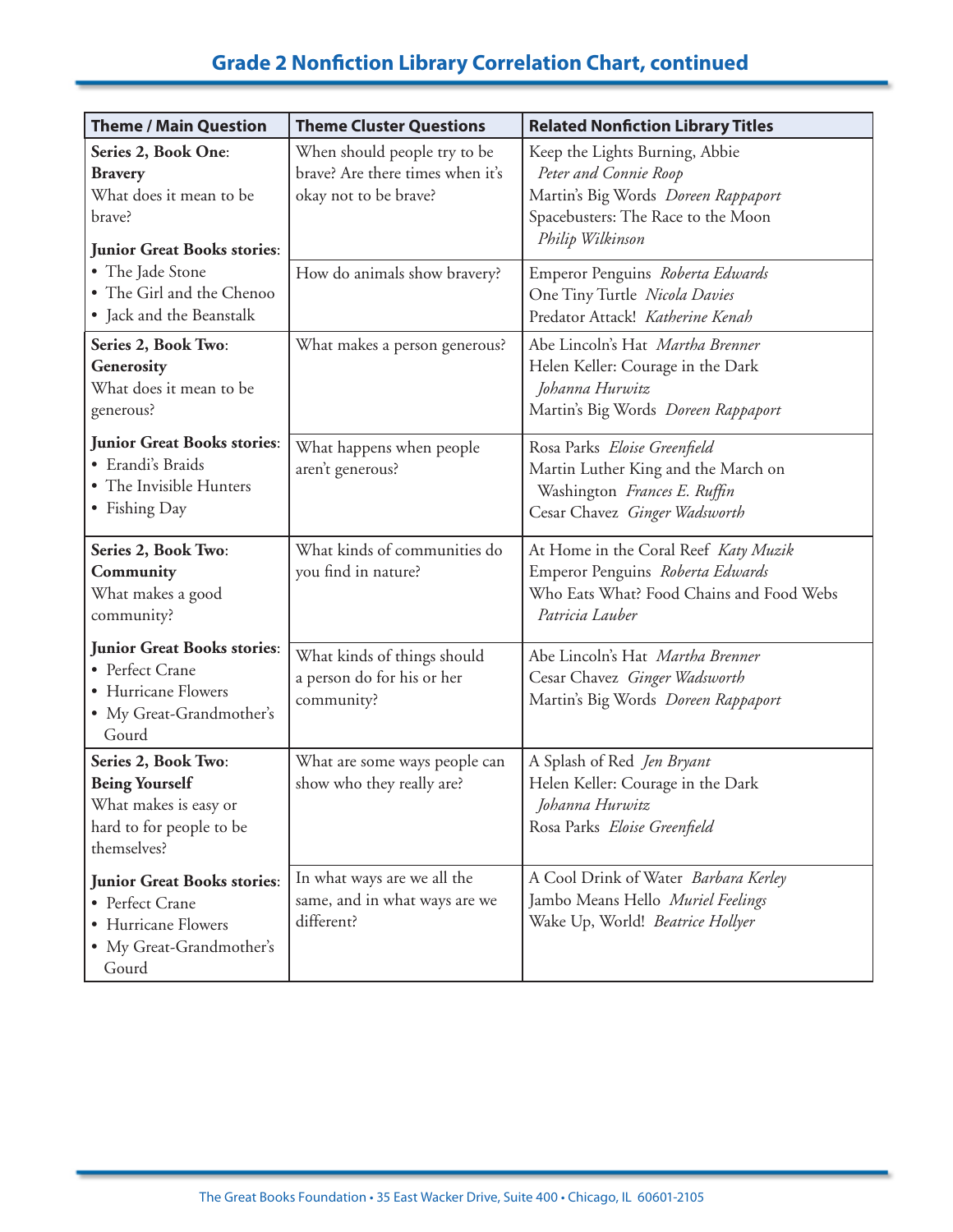## Grade 2 Nonfiction Library Correlation Chart, continued

| Theme / Main Question | Theme Cluster Questions | Related Nonfiction Library Titles |
|---|---|---|
| **Series 2, Book One**: **Bravery** What does it mean to be brave? | When should people try to be brave? Are there times when it's okay not to be brave? | Keep the Lights Burning, Abbie *Peter and Connie Roop*<br>Martin's Big Words *Doreen Rappaport*<br>Spacebusters: The Race to the Moon *Philip Wilkinson* |
| **Junior Great Books stories**:<br>• The Jade Stone<br>• The Girl and the Chenoo<br>• Jack and the Beanstalk | How do animals show bravery? | Emperor Penguins *Roberta Edwards*<br>One Tiny Turtle *Nicola Davies*<br>Predator Attack! *Katherine Kenah* |
| **Series 2, Book Two**: **Generosity** What does it mean to be generous? | What makes a person generous? | Abe Lincoln's Hat *Martha Brenner*<br>Helen Keller: Courage in the Dark *Johanna Hurwitz*<br>Martin's Big Words *Doreen Rappaport* |
| **Junior Great Books stories**:<br>• Erandi's Braids<br>• The Invisible Hunters<br>• Fishing Day | What happens when people aren't generous? | Rosa Parks *Eloise Greenfield*<br>Martin Luther King and the March on Washington *Frances E. Ruffin*<br>Cesar Chavez *Ginger Wadsworth* |
| **Series 2, Book Two**: **Community** What makes a good community? | What kinds of communities do you find in nature? | At Home in the Coral Reef *Katy Muzik*<br>Emperor Penguins *Roberta Edwards*<br>Who Eats What? Food Chains and Food Webs *Patricia Lauber* |
| **Junior Great Books stories**:<br>• Perfect Crane<br>• Hurricane Flowers<br>• My Great-Grandmother's Gourd | What kinds of things should a person do for his or her community? | Abe Lincoln's Hat *Martha Brenner*<br>Cesar Chavez *Ginger Wadsworth*<br>Martin's Big Words *Doreen Rappaport* |
| **Series 2, Book Two**: **Being Yourself** What makes is easy or hard to for people to be themselves? | What are some ways people can show who they really are? | A Splash of Red *Jen Bryant*<br>Helen Keller: Courage in the Dark *Johanna Hurwitz*<br>Rosa Parks *Eloise Greenfield* |
| **Junior Great Books stories**:<br>• Perfect Crane<br>• Hurricane Flowers<br>• My Great-Grandmother's Gourd | In what ways are we all the same, and in what ways are we different? | A Cool Drink of Water *Barbara Kerley*<br>Jambo Means Hello *Muriel Feelings*<br>Wake Up, World! *Beatrice Hollyer* |